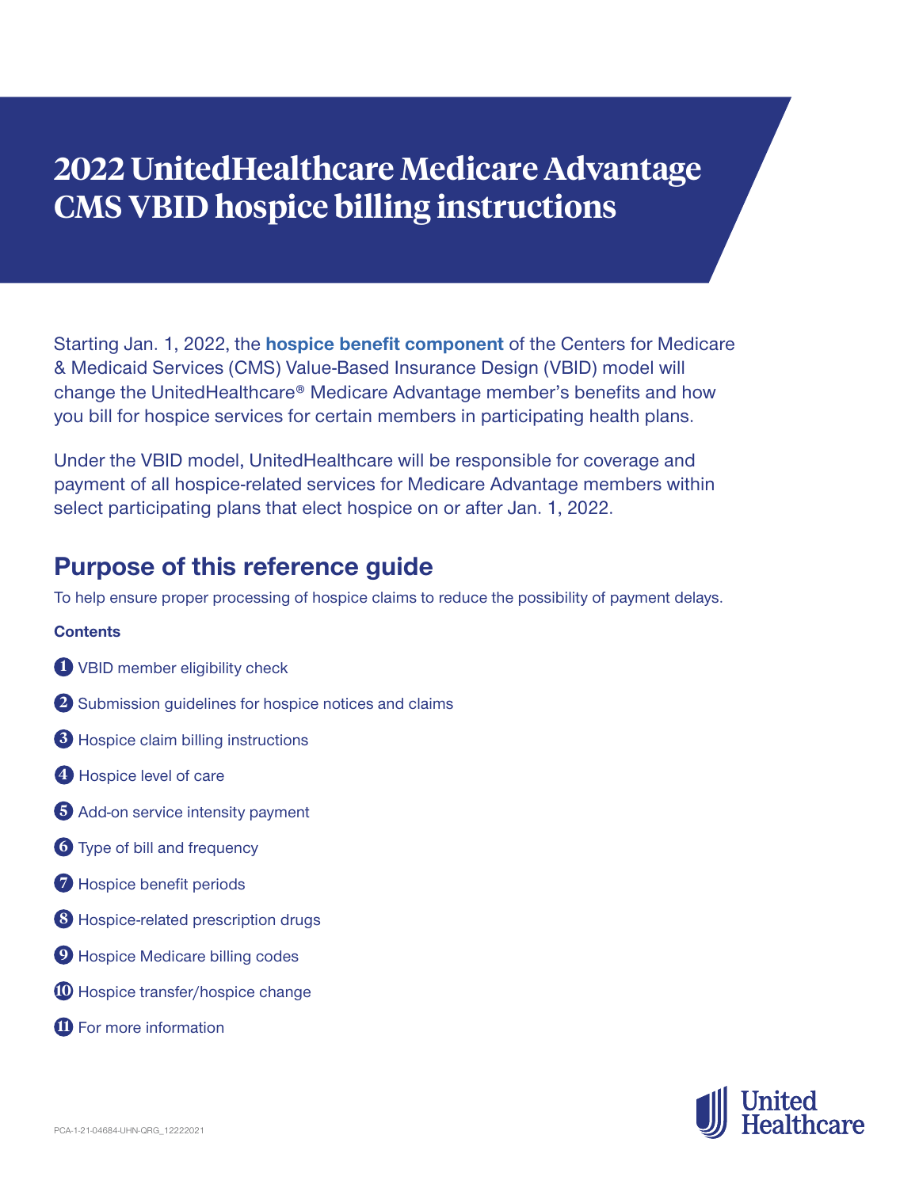# 2022 UnitedHealthcare Medicare Advantage CMS VBID hospice billing instructions

Starting Jan. 1, 2022, the **hospice benefit component** of the Centers for Medicare & Medicaid Services (CMS) Value-Based Insurance Design (VBID) model will change the UnitedHealthcare® Medicare Advantage member's benefits and how you bill for hospice services for certain members in participating health plans.

Under the VBID model, UnitedHealthcare will be responsible for coverage and payment of all hospice-related services for Medicare Advantage members within select participating plans that elect hospice on or after Jan. 1, 2022.

## Purpose of this reference guide

To help ensure proper processing of hospice claims to reduce the possibility of payment delays.

**Contents**

1. VBID member eligibility check
2. Submission guidelines for hospice notices and claims
3. Hospice claim billing instructions
4. Hospice level of care
5. Add-on service intensity payment
6. Type of bill and frequency
7. Hospice benefit periods
8. Hospice-related prescription drugs
9. Hospice Medicare billing codes
10. Hospice transfer/hospice change
11. For more information

PCA-1-21-04684-UHN-QRG_12222021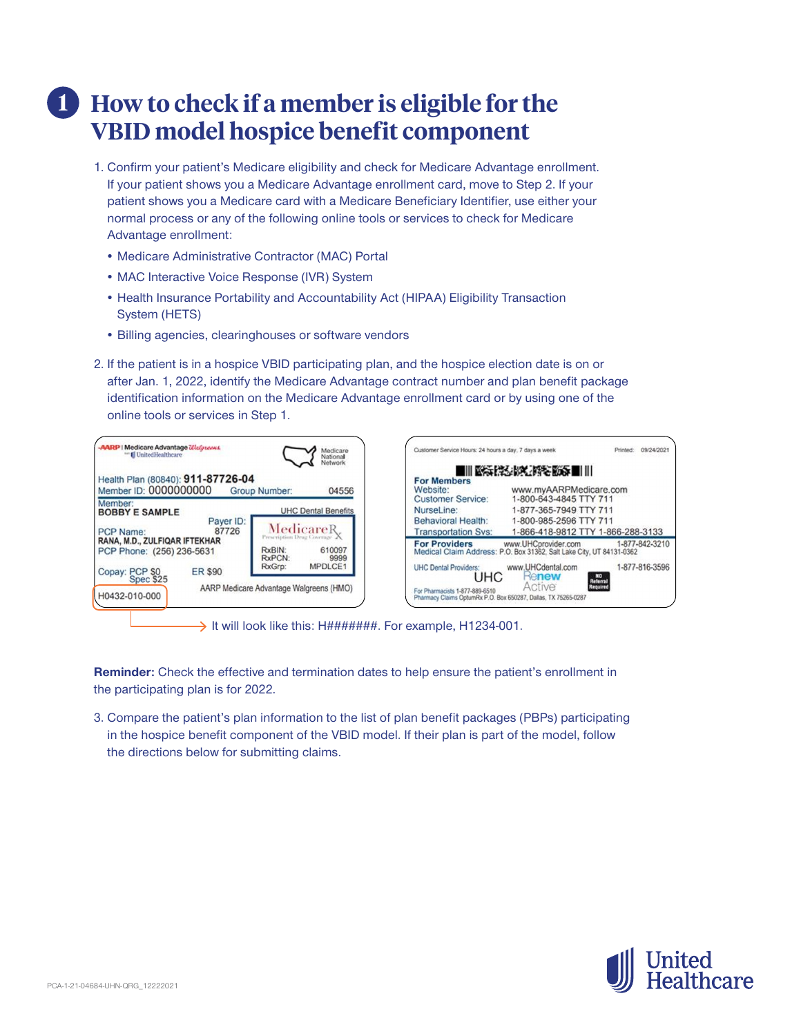# 1 How to check if a member is eligible for the VBID model hospice benefit component

1. Confirm your patient's Medicare eligibility and check for Medicare Advantage enrollment. If your patient shows you a Medicare Advantage enrollment card, move to Step 2. If your patient shows you a Medicare card with a Medicare Beneficiary Identifier, use either your normal process or any of the following online tools or services to check for Medicare Advantage enrollment:
   - Medicare Administrative Contractor (MAC) Portal
   - MAC Interactive Voice Response (IVR) System
   - Health Insurance Portability and Accountability Act (HIPAA) Eligibility Transaction System (HETS)
   - Billing agencies, clearinghouses or software vendors

2. If the patient is in a hospice VBID participating plan, and the hospice election date is on or after Jan. 1, 2022, identify the Medicare Advantage contract number and plan benefit package identification information on the Medicare Advantage enrollment card or by using one of the online tools or services in Step 1.

AARP | Medicare Advantage Walgreens UnitedHealthcare — Medicare National Network

Health Plan (80840): 911-87726-04
Member ID: 0000000000 Group Number: 04556
Member: BOBBY E SAMPLE
UHC Dental Benefits
Payer ID: 87726
PCP Name: RANA, M.D., ZULFIQAR IFTEKHAR
PCP Phone: (256) 236-5631
MedicareRx Prescription Drug Coverage
RxBIN: 610097
RxPCN: 9999
RxGrp: MPDLCE1
Copay: PCP $0 Spec $25 ER $90
H0432-010-000
AARP Medicare Advantage Walgreens (HMO)

Customer Service Hours: 24 hours a day, 7 days a week Printed: 09/24/2021

**For Members**
Website: www.myAARPMedicare.com
Customer Service: 1-800-643-4845 TTY 711
NurseLine: 1-877-365-7949 TTY 711
Behavioral Health: 1-800-985-2596 TTY 711
Transportation Svs: 1-866-418-9812 TTY 1-866-288-3133

**For Providers** www.UHCprovider.com 1-877-842-3210
Medical Claim Address: P.O. Box 31362, Salt Lake City, UT 84131-0362
UHC Dental Providers: www.UHCdental.com 1-877-816-3596
UHC Renew Active — NO Referral Required
For Pharmacists 1-877-889-6510
Pharmacy Claims OptumRx P.O. Box 650287, Dallas, TX 75265-0287

It will look like this: H#######. For example, H1234-001.

**Reminder:** Check the effective and termination dates to help ensure the patient's enrollment in the participating plan is for 2022.

3. Compare the patient's plan information to the list of plan benefit packages (PBPs) participating in the hospice benefit component of the VBID model. If their plan is part of the model, follow the directions below for submitting claims.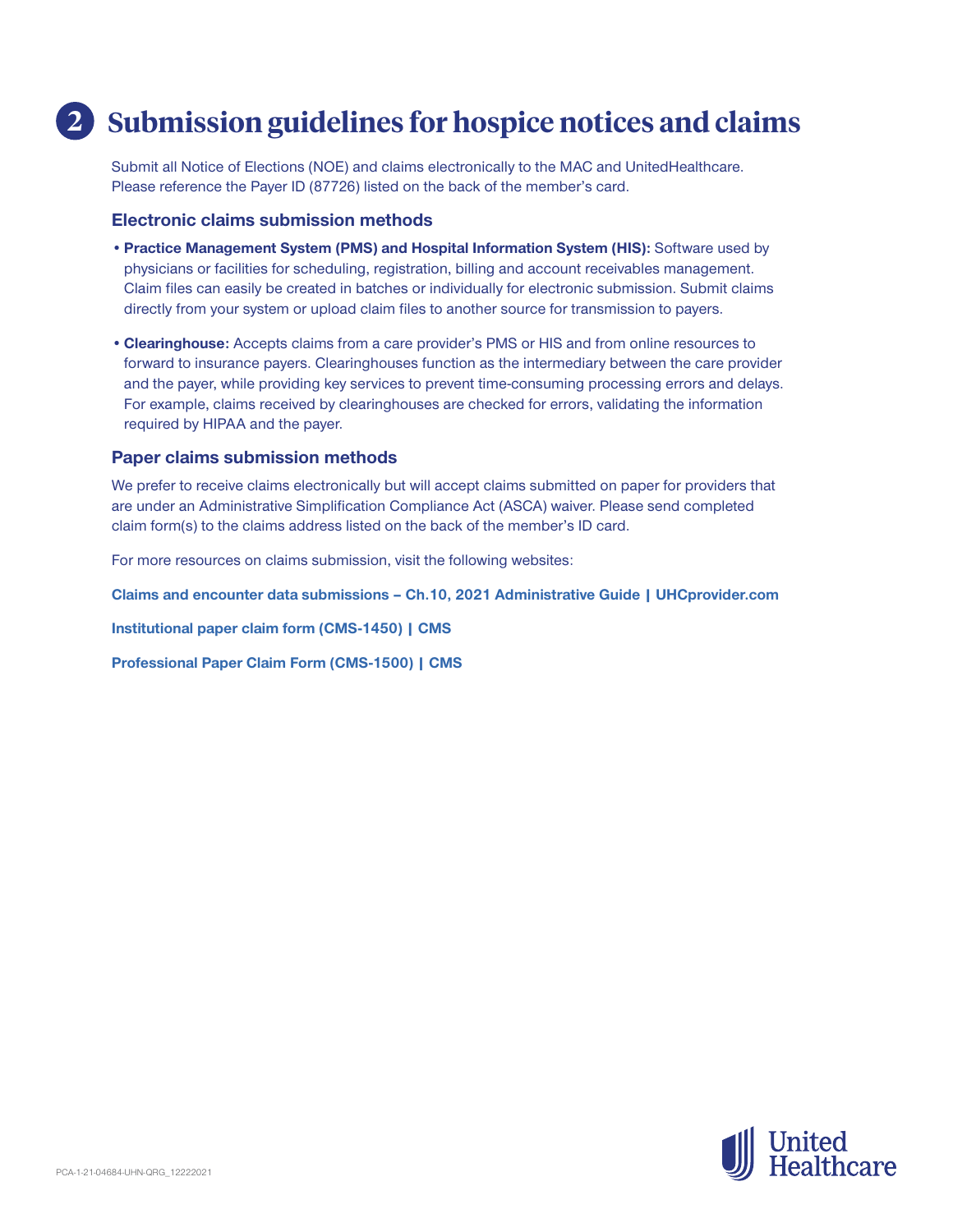# 2 Submission guidelines for hospice notices and claims

Submit all Notice of Elections (NOE) and claims electronically to the MAC and UnitedHealthcare. Please reference the Payer ID (87726) listed on the back of the member's card.

### Electronic claims submission methods

- **Practice Management System (PMS) and Hospital Information System (HIS):** Software used by physicians or facilities for scheduling, registration, billing and account receivables management. Claim files can easily be created in batches or individually for electronic submission. Submit claims directly from your system or upload claim files to another source for transmission to payers.
- **Clearinghouse:** Accepts claims from a care provider's PMS or HIS and from online resources to forward to insurance payers. Clearinghouses function as the intermediary between the care provider and the payer, while providing key services to prevent time-consuming processing errors and delays. For example, claims received by clearinghouses are checked for errors, validating the information required by HIPAA and the payer.

### Paper claims submission methods

We prefer to receive claims electronically but will accept claims submitted on paper for providers that are under an Administrative Simplification Compliance Act (ASCA) waiver. Please send completed claim form(s) to the claims address listed on the back of the member's ID card.

For more resources on claims submission, visit the following websites:

**Claims and encounter data submissions – Ch.10, 2021 Administrative Guide | UHCprovider.com**

**Institutional paper claim form (CMS-1450) | CMS**

**Professional Paper Claim Form (CMS-1500) | CMS**

PCA-1-21-04684-UHN-QRG_12222021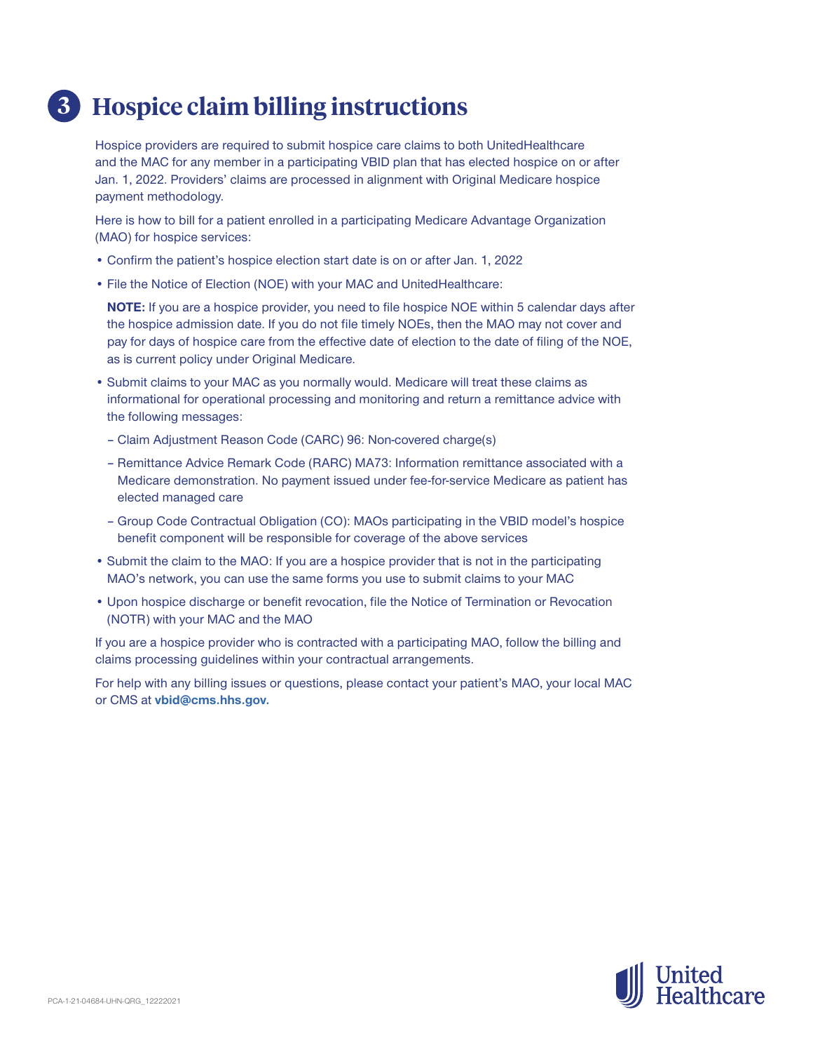# 3 Hospice claim billing instructions

Hospice providers are required to submit hospice care claims to both UnitedHealthcare and the MAC for any member in a participating VBID plan that has elected hospice on or after Jan. 1, 2022. Providers' claims are processed in alignment with Original Medicare hospice payment methodology.

Here is how to bill for a patient enrolled in a participating Medicare Advantage Organization (MAO) for hospice services:

- Confirm the patient's hospice election start date is on or after Jan. 1, 2022
- File the Notice of Election (NOE) with your MAC and UnitedHealthcare:

  **NOTE:** If you are a hospice provider, you need to file hospice NOE within 5 calendar days after the hospice admission date. If you do not file timely NOEs, then the MAO may not cover and pay for days of hospice care from the effective date of election to the date of filing of the NOE, as is current policy under Original Medicare.

- Submit claims to your MAC as you normally would. Medicare will treat these claims as informational for operational processing and monitoring and return a remittance advice with the following messages:
  - Claim Adjustment Reason Code (CARC) 96: Non-covered charge(s)
  - Remittance Advice Remark Code (RARC) MA73: Information remittance associated with a Medicare demonstration. No payment issued under fee-for-service Medicare as patient has elected managed care
  - Group Code Contractual Obligation (CO): MAOs participating in the VBID model's hospice benefit component will be responsible for coverage of the above services
- Submit the claim to the MAO: If you are a hospice provider that is not in the participating MAO's network, you can use the same forms you use to submit claims to your MAC
- Upon hospice discharge or benefit revocation, file the Notice of Termination or Revocation (NOTR) with your MAC and the MAO

If you are a hospice provider who is contracted with a participating MAO, follow the billing and claims processing guidelines within your contractual arrangements.

For help with any billing issues or questions, please contact your patient's MAO, your local MAC or CMS at **vbid@cms.hhs.gov.**

PCA-1-21-04684-UHN-QRG_12222021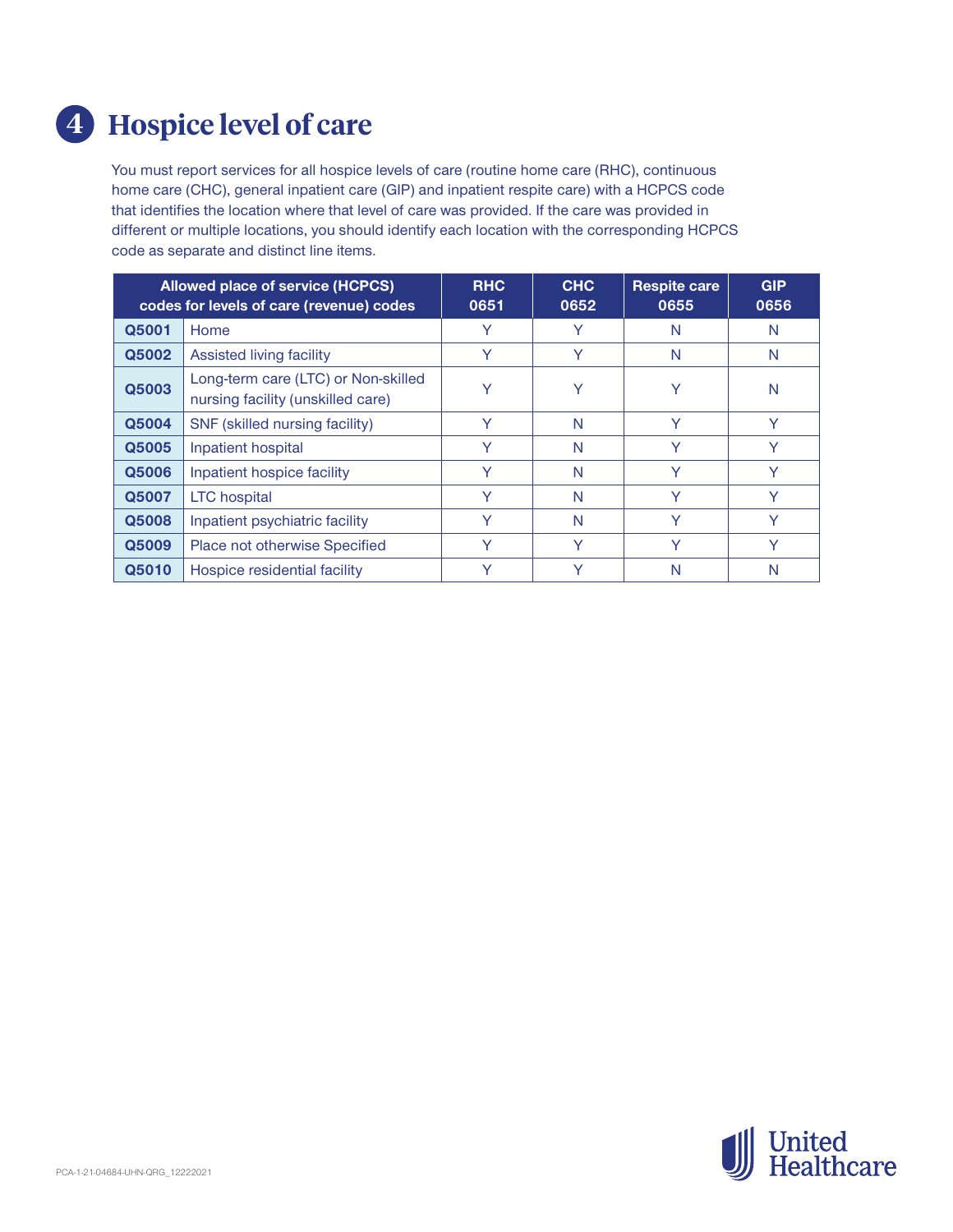# 4 Hospice level of care

You must report services for all hospice levels of care (routine home care (RHC), continuous home care (CHC), general inpatient care (GIP) and inpatient respite care) with a HCPCS code that identifies the location where that level of care was provided. If the care was provided in different or multiple locations, you should identify each location with the corresponding HCPCS code as separate and distinct line items.

| Allowed place of service (HCPCS) codes for levels of care (revenue) codes | | RHC 0651 | CHC 0652 | Respite care 0655 | GIP 0656 |
|---|---|---|---|---|---|
| Q5001 | Home | Y | Y | N | N |
| Q5002 | Assisted living facility | Y | Y | N | N |
| Q5003 | Long-term care (LTC) or Non-skilled nursing facility (unskilled care) | Y | Y | Y | N |
| Q5004 | SNF (skilled nursing facility) | Y | N | Y | Y |
| Q5005 | Inpatient hospital | Y | N | Y | Y |
| Q5006 | Inpatient hospice facility | Y | N | Y | Y |
| Q5007 | LTC hospital | Y | N | Y | Y |
| Q5008 | Inpatient psychiatric facility | Y | N | Y | Y |
| Q5009 | Place not otherwise Specified | Y | Y | Y | Y |
| Q5010 | Hospice residential facility | Y | Y | N | N |

PCA-1-21-04684-UHN-QRG_12222021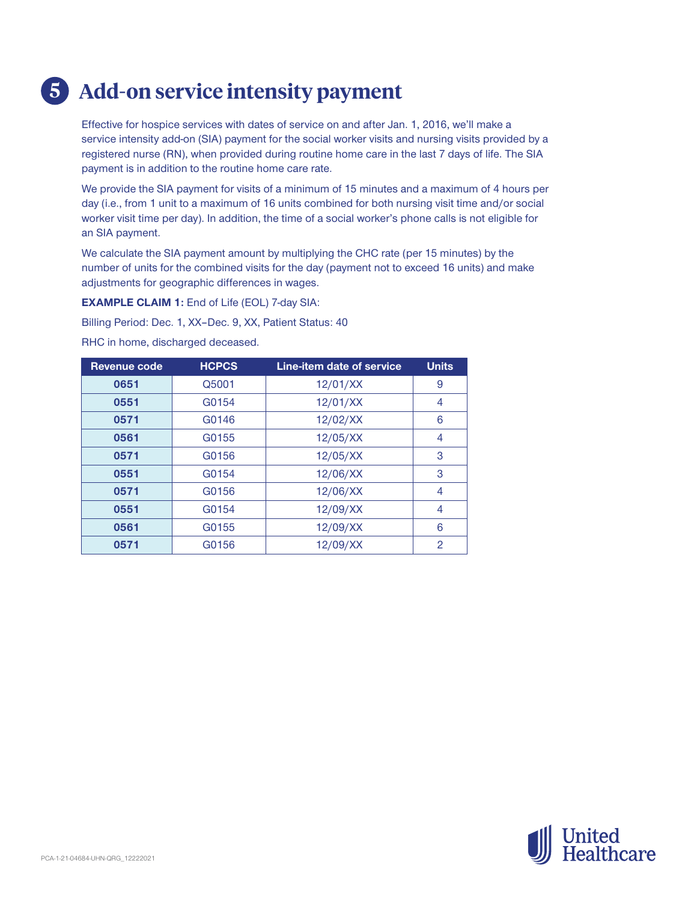## 5 Add-on service intensity payment

Effective for hospice services with dates of service on and after Jan. 1, 2016, we'll make a service intensity add-on (SIA) payment for the social worker visits and nursing visits provided by a registered nurse (RN), when provided during routine home care in the last 7 days of life. The SIA payment is in addition to the routine home care rate.

We provide the SIA payment for visits of a minimum of 15 minutes and a maximum of 4 hours per day (i.e., from 1 unit to a maximum of 16 units combined for both nursing visit time and/or social worker visit time per day). In addition, the time of a social worker's phone calls is not eligible for an SIA payment.

We calculate the SIA payment amount by multiplying the CHC rate (per 15 minutes) by the number of units for the combined visits for the day (payment not to exceed 16 units) and make adjustments for geographic differences in wages.

**EXAMPLE CLAIM 1:** End of Life (EOL) 7-day SIA:

Billing Period: Dec. 1, XX–Dec. 9, XX, Patient Status: 40

RHC in home, discharged deceased.

| Revenue code | HCPCS | Line-item date of service | Units |
|---|---|---|---|
| **0651** | Q5001 | 12/01/XX | 9 |
| **0551** | G0154 | 12/01/XX | 4 |
| **0571** | G0146 | 12/02/XX | 6 |
| **0561** | G0155 | 12/05/XX | 4 |
| **0571** | G0156 | 12/05/XX | 3 |
| **0551** | G0154 | 12/06/XX | 3 |
| **0571** | G0156 | 12/06/XX | 4 |
| **0551** | G0154 | 12/09/XX | 4 |
| **0561** | G0155 | 12/09/XX | 6 |
| **0571** | G0156 | 12/09/XX | 2 |

PCA-1-21-04684-UHN-QRG_12222021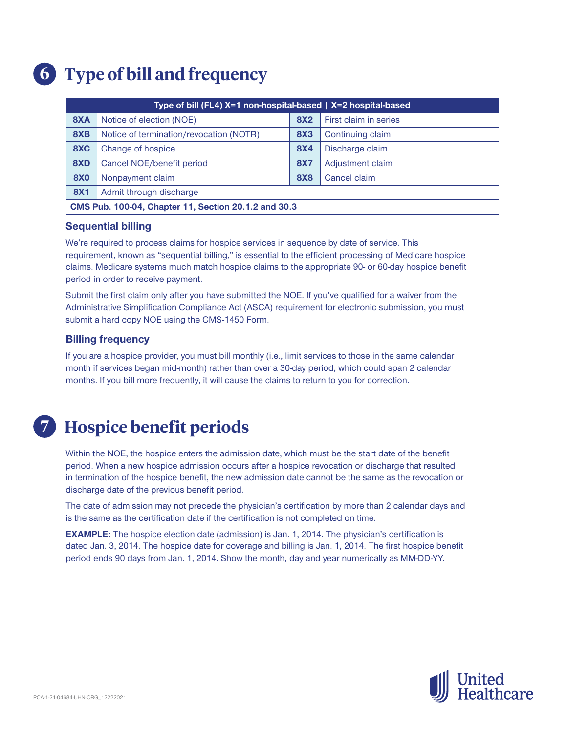# 6 Type of bill and frequency

| Type of bill (FL4) X=1 non-hospital-based \| X=2 hospital-based | | | |
|---|---|---|---|
| **8XA** | Notice of election (NOE) | **8X2** | First claim in series |
| **8XB** | Notice of termination/revocation (NOTR) | **8X3** | Continuing claim |
| **8XC** | Change of hospice | **8X4** | Discharge claim |
| **8XD** | Cancel NOE/benefit period | **8X7** | Adjustment claim |
| **8X0** | Nonpayment claim | **8X8** | Cancel claim |
| **8X1** | Admit through discharge | | |
| **CMS Pub. 100-04, Chapter 11, Section 20.1.2 and 30.3** | | | |

### Sequential billing

We're required to process claims for hospice services in sequence by date of service. This requirement, known as "sequential billing," is essential to the efficient processing of Medicare hospice claims. Medicare systems much match hospice claims to the appropriate 90- or 60-day hospice benefit period in order to receive payment.

Submit the first claim only after you have submitted the NOE. If you've qualified for a waiver from the Administrative Simplification Compliance Act (ASCA) requirement for electronic submission, you must submit a hard copy NOE using the CMS-1450 Form.

### Billing frequency

If you are a hospice provider, you must bill monthly (i.e., limit services to those in the same calendar month if services began mid-month) rather than over a 30-day period, which could span 2 calendar months. If you bill more frequently, it will cause the claims to return to you for correction.

# 7 Hospice benefit periods

Within the NOE, the hospice enters the admission date, which must be the start date of the benefit period. When a new hospice admission occurs after a hospice revocation or discharge that resulted in termination of the hospice benefit, the new admission date cannot be the same as the revocation or discharge date of the previous benefit period.

The date of admission may not precede the physician's certification by more than 2 calendar days and is the same as the certification date if the certification is not completed on time.

**EXAMPLE:** The hospice election date (admission) is Jan. 1, 2014. The physician's certification is dated Jan. 3, 2014. The hospice date for coverage and billing is Jan. 1, 2014. The first hospice benefit period ends 90 days from Jan. 1, 2014. Show the month, day and year numerically as MM-DD-YY.

PCA-1-21-04684-UHN-QRG_12222021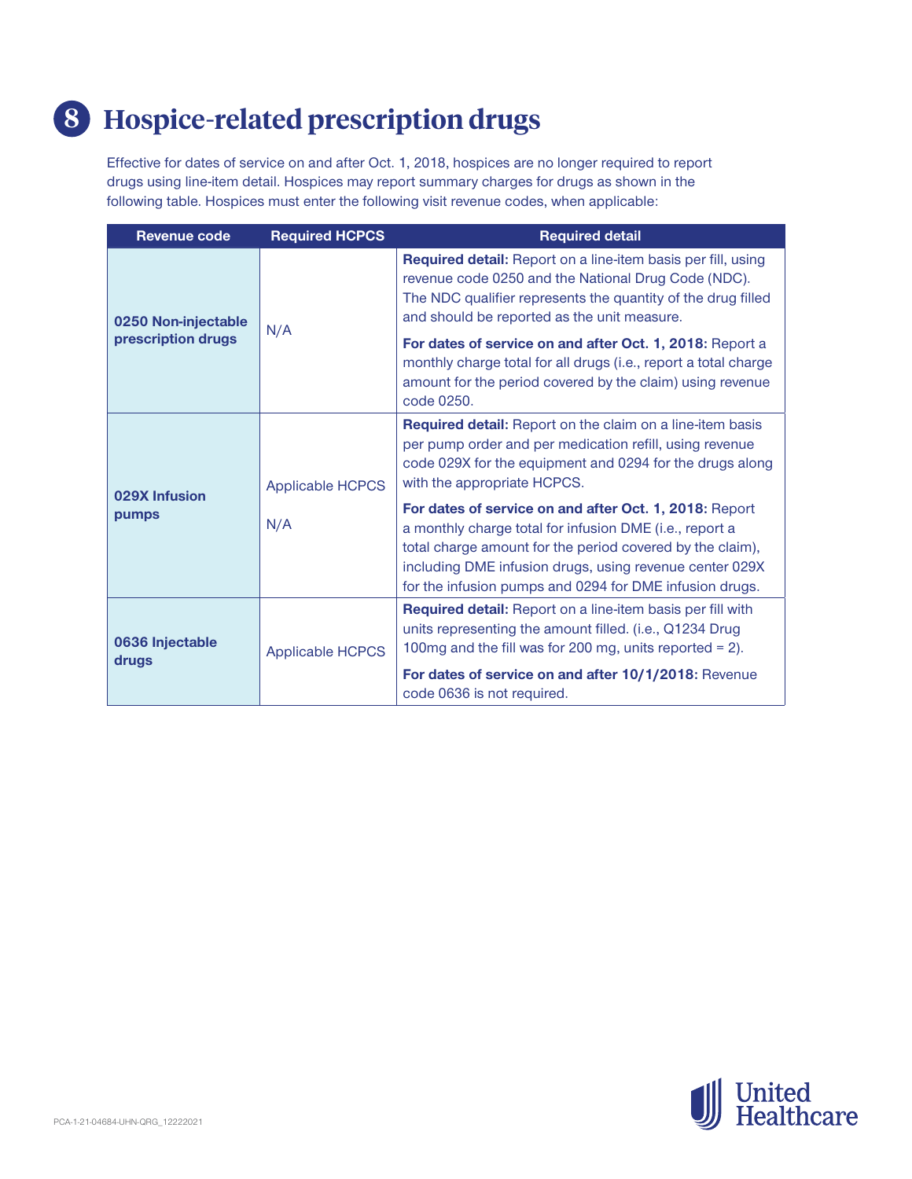## 8 Hospice-related prescription drugs

Effective for dates of service on and after Oct. 1, 2018, hospices are no longer required to report drugs using line-item detail. Hospices may report summary charges for drugs as shown in the following table. Hospices must enter the following visit revenue codes, when applicable:

| Revenue code | Required HCPCS | Required detail |
|---|---|---|
| **0250 Non-injectable prescription drugs** | N/A | **Required detail:** Report on a line-item basis per fill, using revenue code 0250 and the National Drug Code (NDC). The NDC qualifier represents the quantity of the drug filled and should be reported as the unit measure.<br><br>**For dates of service on and after Oct. 1, 2018:** Report a monthly charge total for all drugs (i.e., report a total charge amount for the period covered by the claim) using revenue code 0250. |
| **029X Infusion pumps** | Applicable HCPCS<br><br>N/A | **Required detail:** Report on the claim on a line-item basis per pump order and per medication refill, using revenue code 029X for the equipment and 0294 for the drugs along with the appropriate HCPCS.<br><br>**For dates of service on and after Oct. 1, 2018:** Report a monthly charge total for infusion DME (i.e., report a total charge amount for the period covered by the claim), including DME infusion drugs, using revenue center 029X for the infusion pumps and 0294 for DME infusion drugs. |
| **0636 Injectable drugs** | Applicable HCPCS | **Required detail:** Report on a line-item basis per fill with units representing the amount filled. (i.e., Q1234 Drug 100mg and the fill was for 200 mg, units reported = 2).<br><br>**For dates of service on and after 10/1/2018:** Revenue code 0636 is not required. |

PCA-1-21-04684-UHN-QRG_12222021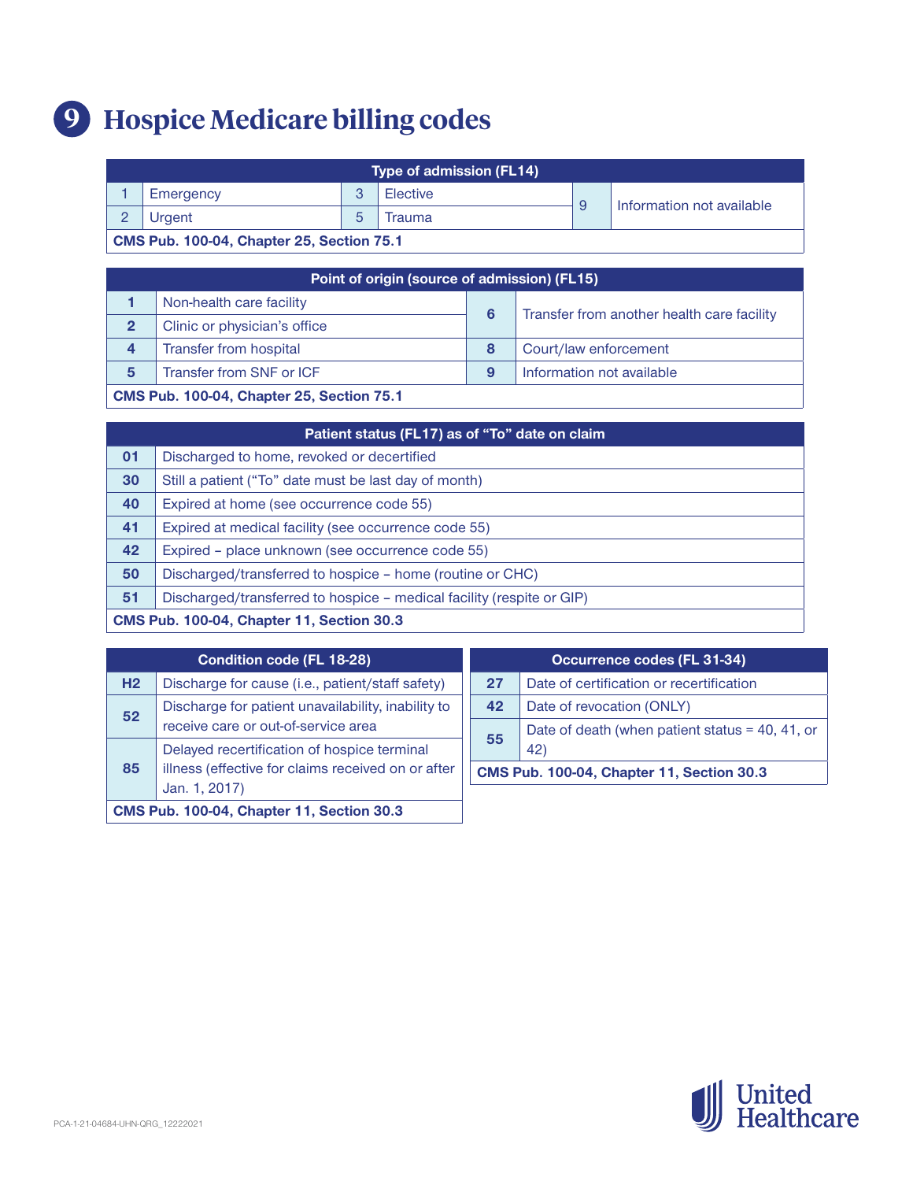# 9 Hospice Medicare billing codes

| Type of admission (FL14) | | | | | |
|---|---|---|---|---|---|
| 1 | Emergency | 3 | Elective | 9 | Information not available |
| 2 | Urgent | 5 | Trauma | | |
| CMS Pub. 100-04, Chapter 25, Section 75.1 | | | | | |

| Point of origin (source of admission) (FL15) | | | |
|---|---|---|---|
| 1 | Non-health care facility | 6 | Transfer from another health care facility |
| 2 | Clinic or physician's office | | |
| 4 | Transfer from hospital | 8 | Court/law enforcement |
| 5 | Transfer from SNF or ICF | 9 | Information not available |
| CMS Pub. 100-04, Chapter 25, Section 75.1 | | | |

| Patient status (FL17) as of "To" date on claim | |
|---|---|
| 01 | Discharged to home, revoked or decertified |
| 30 | Still a patient ("To" date must be last day of month) |
| 40 | Expired at home (see occurrence code 55) |
| 41 | Expired at medical facility (see occurrence code 55) |
| 42 | Expired – place unknown (see occurrence code 55) |
| 50 | Discharged/transferred to hospice – home (routine or CHC) |
| 51 | Discharged/transferred to hospice – medical facility (respite or GIP) |
| CMS Pub. 100-04, Chapter 11, Section 30.3 | |

| Condition code (FL 18-28) | |
|---|---|
| H2 | Discharge for cause (i.e., patient/staff safety) |
| 52 | Discharge for patient unavailability, inability to receive care or out-of-service area |
| 85 | Delayed recertification of hospice terminal illness (effective for claims received on or after Jan. 1, 2017) |
| CMS Pub. 100-04, Chapter 11, Section 30.3 | |

| Occurrence codes (FL 31-34) | |
|---|---|
| 27 | Date of certification or recertification |
| 42 | Date of revocation (ONLY) |
| 55 | Date of death (when patient status = 40, 41, or 42) |
| CMS Pub. 100-04, Chapter 11, Section 30.3 | |

PCA-1-21-04684-UHN-QRG_12222021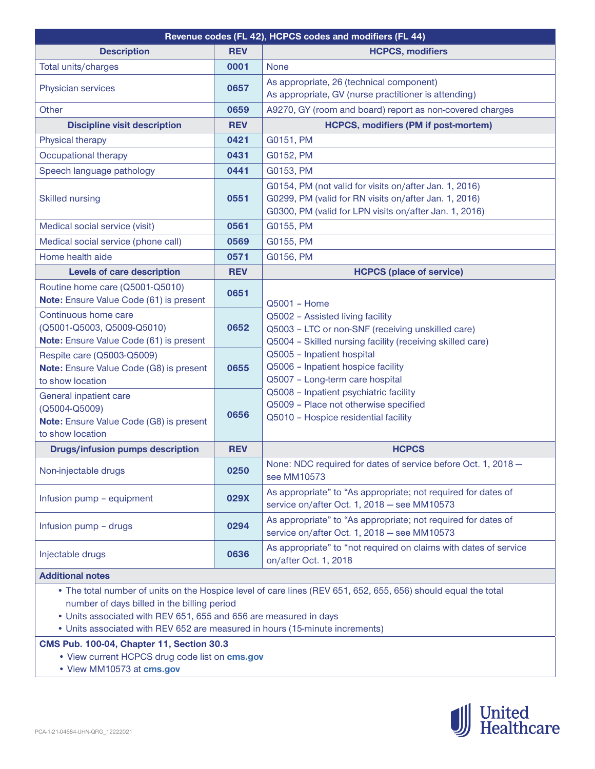| Revenue codes (FL 42), HCPCS codes and modifiers (FL 44) | | |
|---|---|---|
| **Description** | **REV** | **HCPCS, modifiers** |
| Total units/charges | **0001** | None |
| Physician services | **0657** | As appropriate, 26 (technical component)<br>As appropriate, GV (nurse practitioner is attending) |
| Other | **0659** | A9270, GY (room and board) report as non-covered charges |
| **Discipline visit description** | **REV** | **HCPCS, modifiers (PM if post-mortem)** |
| Physical therapy | **0421** | G0151, PM |
| Occupational therapy | **0431** | G0152, PM |
| Speech language pathology | **0441** | G0153, PM |
| Skilled nursing | **0551** | G0154, PM (not valid for visits on/after Jan. 1, 2016)<br>G0299, PM (valid for RN visits on/after Jan. 1, 2016)<br>G0300, PM (valid for LPN visits on/after Jan. 1, 2016) |
| Medical social service (visit) | **0561** | G0155, PM |
| Medical social service (phone call) | **0569** | G0155, PM |
| Home health aide | **0571** | G0156, PM |
| **Levels of care description** | **REV** | **HCPCS (place of service)** |
| Routine home care (Q5001-Q5010)<br>**Note:** Ensure Value Code (61) is present | **0651** | Q5001 – Home<br>Q5002 – Assisted living facility<br>Q5003 – LTC or non-SNF (receiving unskilled care)<br>Q5004 – Skilled nursing facility (receiving skilled care)<br>Q5005 – Inpatient hospital<br>Q5006 – Inpatient hospice facility<br>Q5007 – Long-term care hospital<br>Q5008 – Inpatient psychiatric facility<br>Q5009 – Place not otherwise specified<br>Q5010 – Hospice residential facility |
| Continuous home care (Q5001-Q5003, Q5009-Q5010)<br>**Note:** Ensure Value Code (61) is present | **0652** | |
| Respite care (Q5003-Q5009)<br>**Note:** Ensure Value Code (G8) is present to show location | **0655** | |
| General inpatient care (Q5004-Q5009)<br>**Note:** Ensure Value Code (G8) is present to show location | **0656** | |
| **Drugs/infusion pumps description** | **REV** | **HCPCS** |
| Non-injectable drugs | **0250** | None: NDC required for dates of service before Oct. 1, 2018 — see MM10573 |
| Infusion pump – equipment | **029X** | As appropriate" to "As appropriate; not required for dates of service on/after Oct. 1, 2018 — see MM10573 |
| Infusion pump – drugs | **0294** | As appropriate" to "As appropriate; not required for dates of service on/after Oct. 1, 2018 — see MM10573 |
| Injectable drugs | **0636** | As appropriate" to "not required on claims with dates of service on/after Oct. 1, 2018 |

**Additional notes**

- The total number of units on the Hospice level of care lines (REV 651, 652, 655, 656) should equal the total number of days billed in the billing period
- Units associated with REV 651, 655 and 656 are measured in days
- Units associated with REV 652 are measured in hours (15-minute increments)

**CMS Pub. 100-04, Chapter 11, Section 30.3**

- View current HCPCS drug code list on **cms.gov**
- View MM10573 at **cms.gov**

PCA-1-21-04684-UHN-QRG_12222021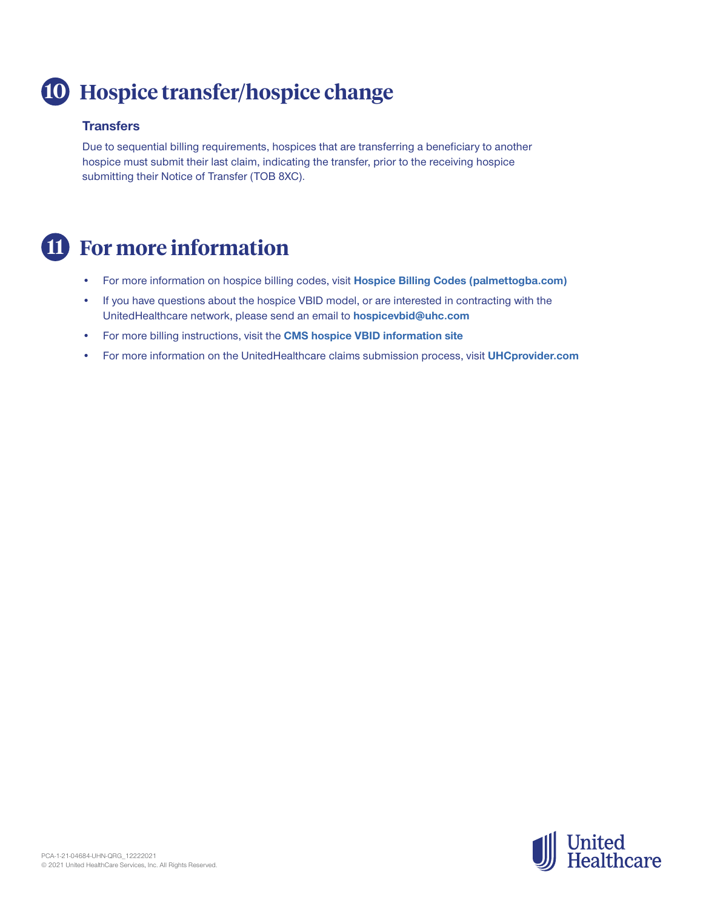## 10 Hospice transfer/hospice change

### Transfers

Due to sequential billing requirements, hospices that are transferring a beneficiary to another hospice must submit their last claim, indicating the transfer, prior to the receiving hospice submitting their Notice of Transfer (TOB 8XC).

## 11 For more information

- For more information on hospice billing codes, visit **Hospice Billing Codes (palmettogba.com)**
- If you have questions about the hospice VBID model, or are interested in contracting with the UnitedHealthcare network, please send an email to **hospicevbid@uhc.com**
- For more billing instructions, visit the **CMS hospice VBID information site**
- For more information on the UnitedHealthcare claims submission process, visit **UHCprovider.com**

PCA-1-21-04684-UHN-QRG_12222021
© 2021 United HealthCare Services, Inc. All Rights Reserved.

United Healthcare